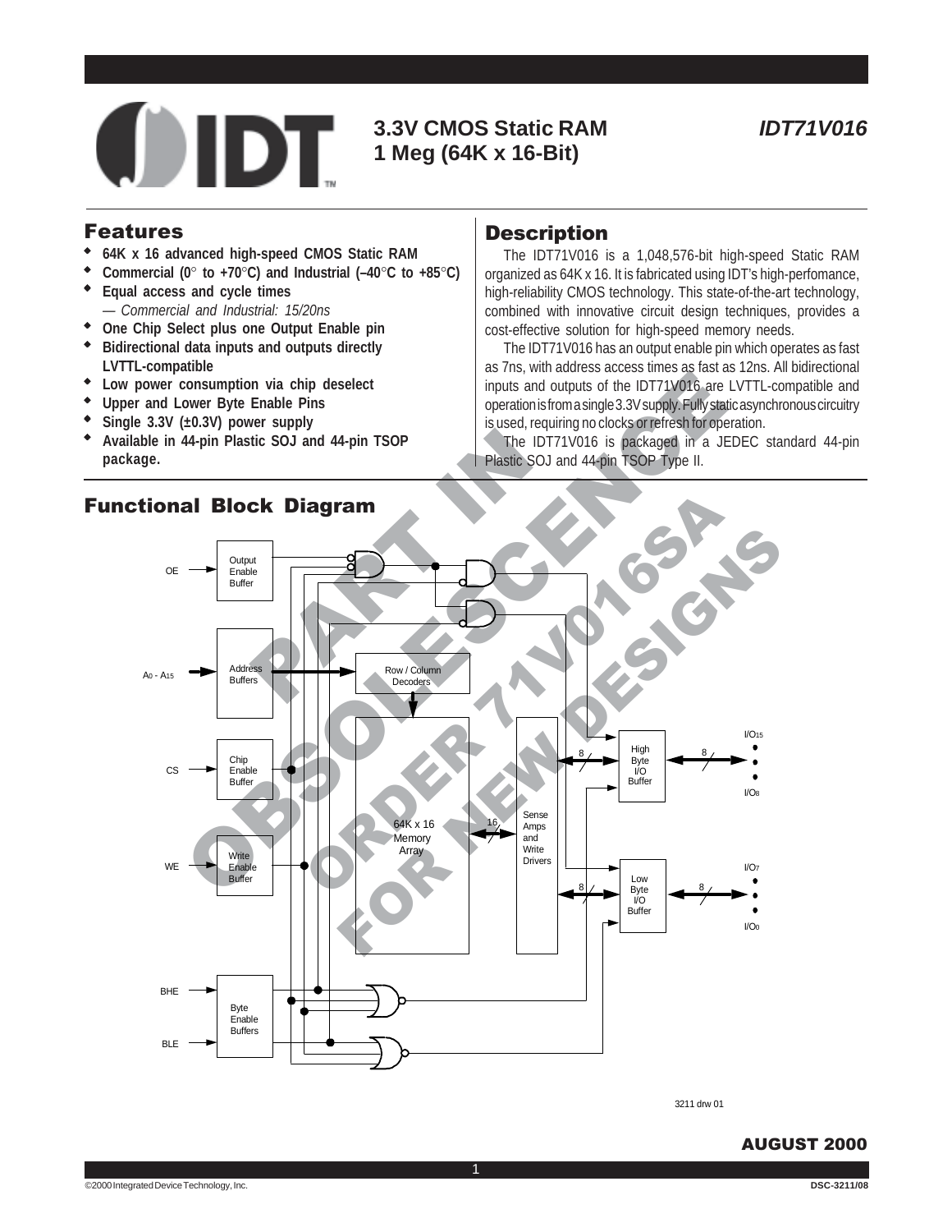# 3.3V CMOS Static RAM 1 Meg (64K x 16-Bit)

***IDT71V016***

## Features

- **64K x 16 advanced high-speed CMOS Static RAM**
- **Commercial (0° to +70°C) and Industrial (–40°C to +85°C)**
- **Equal access and cycle times**
  - *— Commercial and Industrial: 15/20ns*
- **One Chip Select plus one Output Enable pin**
- **Bidirectional data inputs and outputs directly LVTTL-compatible**
- **Low power consumption via chip deselect**
- **Upper and Lower Byte Enable Pins**
- **Single 3.3V (±0.3V) power supply**
- **Available in 44-pin Plastic SOJ and 44-pin TSOP package.**

## Description

The IDT71V016 is a 1,048,576-bit high-speed Static RAM organized as 64K x 16. It is fabricated using IDT's high-perfomance, high-reliability CMOS technology. This state-of-the-art technology, combined with innovative circuit design techniques, provides a cost-effective solution for high-speed memory needs.

The IDT71V016 has an output enable pin which operates as fast as 7ns, with address access times as fast as 12ns. All bidirectional inputs and outputs of the IDT71V016 are LVTTL-compatible and operation is from a single 3.3V supply. Fully static asynchronous circuitry is used, requiring no clocks or refresh for operation.

The IDT71V016 is packaged in a JEDEC standard 44-pin Plastic SOJ and 44-pin TSOP Type II.

## Functional Block Diagram

3211 drw 01

**AUGUST 2000**

©2000 Integrated Device Technology, Inc. DSC-3211/08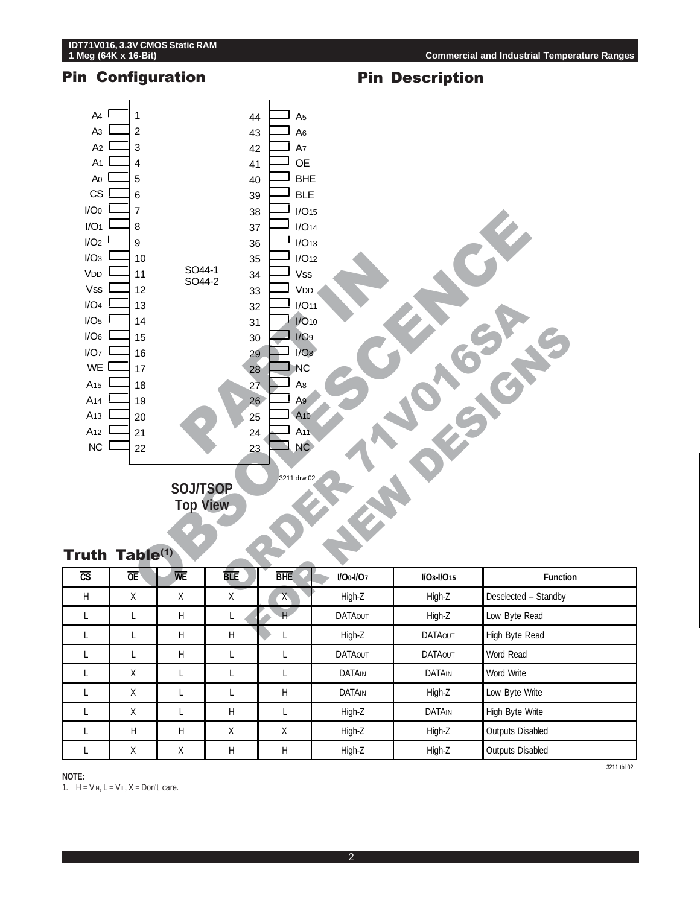## Pin Configuration

| Pin | Signal | | Pin | Signal |
|---|---|---|---|---|
| 1 | $A_4$ | | 44 | $A_5$ |
| 2 | $A_3$ | | 43 | $A_6$ |
| 3 | $A_2$ | | 42 | $A_7$ |
| 4 | $A_1$ | | 41 | OE |
| 5 | $A_0$ | | 40 | BHE |
| 6 | CS | | 39 | BLE |
| 7 | $I/O_0$ | | 38 | $I/O_{15}$ |
| 8 | $I/O_1$ | | 37 | $I/O_{14}$ |
| 9 | $I/O_2$ | | 36 | $I/O_{13}$ |
| 10 | $I/O_3$ | | 35 | $I/O_{12}$ |
| 11 | $V_{DD}$ | | 34 | $V_{SS}$ |
| 12 | $V_{SS}$ | | 33 | $V_{DD}$ |
| 13 | $I/O_4$ | | 32 | $I/O_{11}$ |
| 14 | $I/O_5$ | | 31 | $I/O_{10}$ |
| 15 | $I/O_6$ | | 30 | $I/O_9$ |
| 16 | $I/O_7$ | | 29 | $I/O_8$ |
| 17 | WE | | 28 | NC |
| 18 | $A_{15}$ | | 27 | $A_8$ |
| 19 | $A_{14}$ | | 26 | $A_9$ |
| 20 | $A_{13}$ | | 25 | $A_{10}$ |
| 21 | $A_{12}$ | | 24 | $A_{11}$ |
| 22 | NC | | 23 | NC |

SO44-1
SO44-2

3211 drw 02

**SOJ/TSOP**
**Top View**

## Pin Description

PART IN OBSOLESCENCE ORDER 71V016SA FOR NEW DESIGNS

## Truth Table[1]

| CS | OE | WE | BLE | BHE | $I/O_0$-$I/O_7$ | $I/O_8$-$I/O_{15}$ | Function |
|---|---|---|---|---|---|---|---|
| H | X | X | X | X | High-Z | High-Z | Deselected – Standby |
| L | L | H | L | H | $DATA_{OUT}$ | High-Z | Low Byte Read |
| L | L | H | H | L | High-Z | $DATA_{OUT}$ | High Byte Read |
| L | L | H | L | L | $DATA_{OUT}$ | $DATA_{OUT}$ | Word Read |
| L | X | L | L | L | $DATA_{IN}$ | $DATA_{IN}$ | Word Write |
| L | X | L | L | H | $DATA_{IN}$ | High-Z | Low Byte Write |
| L | X | L | H | L | High-Z | $DATA_{IN}$ | High Byte Write |
| L | H | H | X | X | High-Z | High-Z | Outputs Disabled |
| L | X | X | H | H | High-Z | High-Z | Outputs Disabled |

3211 tbl 02

**NOTE:**

1. H = $V_{IH}$, L = $V_{IL}$, X = Don't care.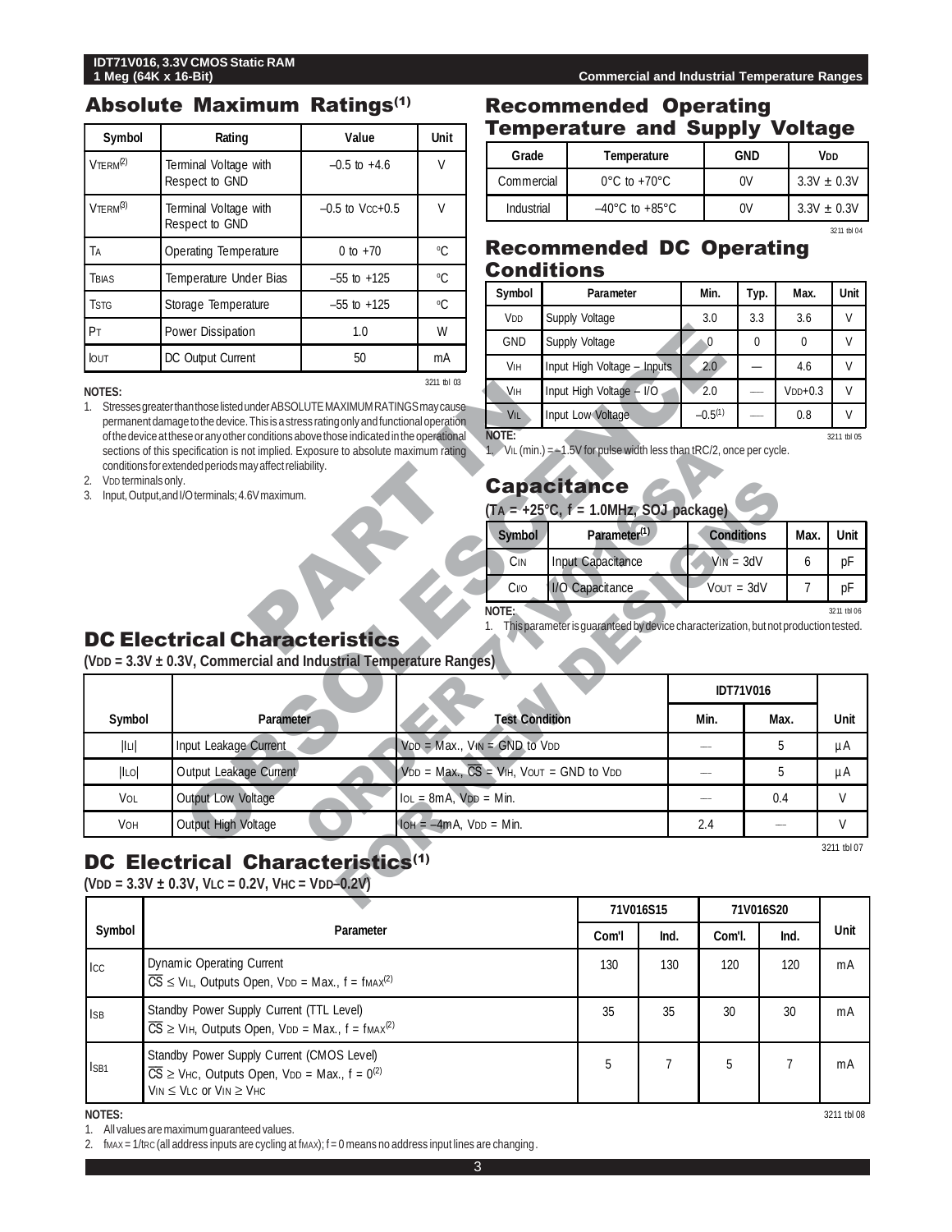## Absolute Maximum Ratings[1]

| Symbol | Rating | Value | Unit |
|---|---|---|---|
| $V_{TERM}$[2] | Terminal Voltage with Respect to GND | –0.5 to +4.6 | V |
| $V_{TERM}$[3] | Terminal Voltage with Respect to GND | –0.5 to $V_{CC}$+0.5 | V |
| $T_A$ | Operating Temperature | 0 to +70 | °C |
| $T_{BIAS}$ | Temperature Under Bias | –55 to +125 | °C |
| $T_{STG}$ | Storage Temperature | –55 to +125 | °C |
| $P_T$ | Power Dissipation | 1.0 | W |
| $I_{OUT}$ | DC Output Current | 50 | mA |

3211 tbl 03

**NOTES:**
1. Stresses greater than those listed under ABSOLUTE MAXIMUM RATINGS may cause permanent damage to the device. This is a stress rating only and functional operation of the device at these or any other conditions above those indicated in the operational sections of this specification is not implied. Exposure to absolute maximum rating conditions for extended periods may affect reliability.
2. $V_{DD}$ terminals only.
3. Input, Output, and I/O terminals; 4.6V maximum.

## Recommended Operating Temperature and Supply Voltage

| Grade | Temperature | GND | $V_{DD}$ |
|---|---|---|---|
| Commercial | 0°C to +70°C | 0V | 3.3V ± 0.3V |
| Industrial | –40°C to +85°C | 0V | 3.3V ± 0.3V |

3211 tbl 04

## Recommended DC Operating Conditions

| Symbol | Parameter | Min. | Typ. | Max. | Unit |
|---|---|---|---|---|---|
| $V_{DD}$ | Supply Voltage | 3.0 | 3.3 | 3.6 | V |
| GND | Supply Voltage | 0 | 0 | 0 | V |
| $V_{IH}$ | Input High Voltage – Inputs | 2.0 | — | 4.6 | V |
| $V_{IH}$ | Input High Voltage – I/O | 2.0 | — | $V_{DD}$+0.3 | V |
| $V_{IL}$ | Input Low Voltage | –0.5[1] | — | 0.8 | V |

3211 tbl 05

**NOTE:**
1. $V_{IL}$ (min.) = –1.5V for pulse width less than tRC/2, once per cycle.

## Capacitance

**($T_A$ = +25°C, f = 1.0MHz, SOJ package)**

| Symbol | Parameter[1] | Conditions | Max. | Unit |
|---|---|---|---|---|
| $C_{IN}$ | Input Capacitance | $V_{IN}$ = 3dV | 6 | pF |
| $C_{I/O}$ | I/O Capacitance | $V_{OUT}$ = 3dV | 7 | pF |

3211 tbl 06

**NOTE:**
1. This parameter is guaranteed by device characterization, but not production tested.

## DC Electrical Characteristics

**($V_{DD}$ = 3.3V ± 0.3V, Commercial and Industrial Temperature Ranges)**

| Symbol | Parameter | Test Condition | IDT71V016 | | Unit |
|---|---|---|---|---|---|
| | | | Min. | Max. | |
| $\|I_{LI}\|$ | Input Leakage Current | $V_{DD}$ = Max., $V_{IN}$ = GND to $V_{DD}$ | — | 5 | µA |
| $\|I_{LO}\|$ | Output Leakage Current | $V_{DD}$ = Max., $\overline{CS}$ = $V_{IH}$, $V_{OUT}$ = GND to $V_{DD}$ | — | 5 | µA |
| $V_{OL}$ | Output Low Voltage | $I_{OL}$ = 8mA, $V_{DD}$ = Min. | — | 0.4 | V |
| $V_{OH}$ | Output High Voltage | $I_{OH}$ = –4mA, $V_{DD}$ = Min. | 2.4 | — | V |

3211 tbl 07

## DC Electrical Characteristics[1]

**($V_{DD}$ = 3.3V ± 0.3V, $V_{LC}$ = 0.2V, $V_{HC}$ = $V_{DD}$–0.2V)**

| Symbol | Parameter | 71V016S15 | | 71V016S20 | | Unit |
|---|---|---|---|---|---|---|
| | | Com'l | Ind. | Com'l. | Ind. | |
| $I_{CC}$ | Dynamic Operating Current $\overline{CS}$ ≤ $V_{IL}$, Outputs Open, $V_{DD}$ = Max., f = $f_{MAX}$[2] | 130 | 130 | 120 | 120 | mA |
| $I_{SB}$ | Standby Power Supply Current (TTL Level) $\overline{CS}$ ≥ $V_{IH}$, Outputs Open, $V_{DD}$ = Max., f = $f_{MAX}$[2] | 35 | 35 | 30 | 30 | mA |
| $I_{SB1}$ | Standby Power Supply Current (CMOS Level) $\overline{CS}$ ≥ $V_{HC}$, Outputs Open, $V_{DD}$ = Max., f = 0[2] $V_{IN}$ ≤ $V_{LC}$ or $V_{IN}$ ≥ $V_{HC}$ | 5 | 7 | 5 | 7 | mA |

3211 tbl 08

**NOTES:**
1. All values are maximum guaranteed values.
2. $f_{MAX}$ = 1/$t_{RC}$ (all address inputs are cycling at $f_{MAX}$); f = 0 means no address input lines are changing.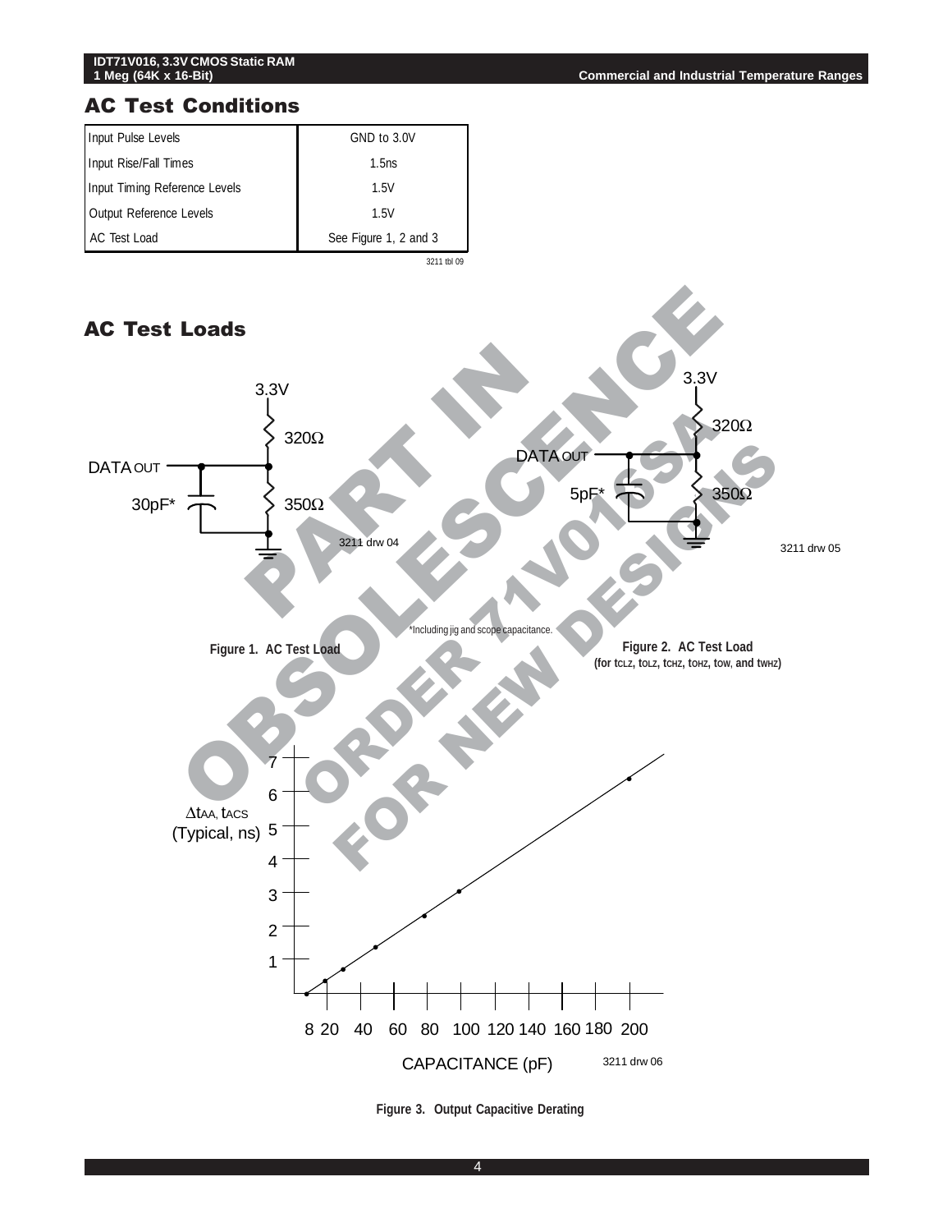## AC Test Conditions

| Input Pulse Levels | GND to 3.0V |
|---|---|
| Input Rise/Fall Times | 1.5ns |
| Input Timing Reference Levels | 1.5V |
| Output Reference Levels | 1.5V |
| AC Test Load | See Figure 1, 2 and 3 |

3211 tbl 09

## AC Test Loads

3.3V

320Ω

DATA OUT

30pF*

350Ω

3211 drw 04

Figure 1. AC Test Load

3.3V

320Ω

DATA OUT

5pF*

350Ω

3211 drw 05

*Including jig and scope capacitance.

Figure 2. AC Test Load (for $t_{CLZ}$, $t_{OLZ}$, $t_{CHZ}$, $t_{OHZ}$, $t_{OW}$, and $t_{WHZ}$)

$\Delta t_{AA}$, $t_{ACS}$ (Typical, ns)

7
6
5
4
3
2
1

8 20 40 60 80 100 120 140 160 180 200

CAPACITANCE (pF)

3211 drw 06

Figure 3. Output Capacitive Derating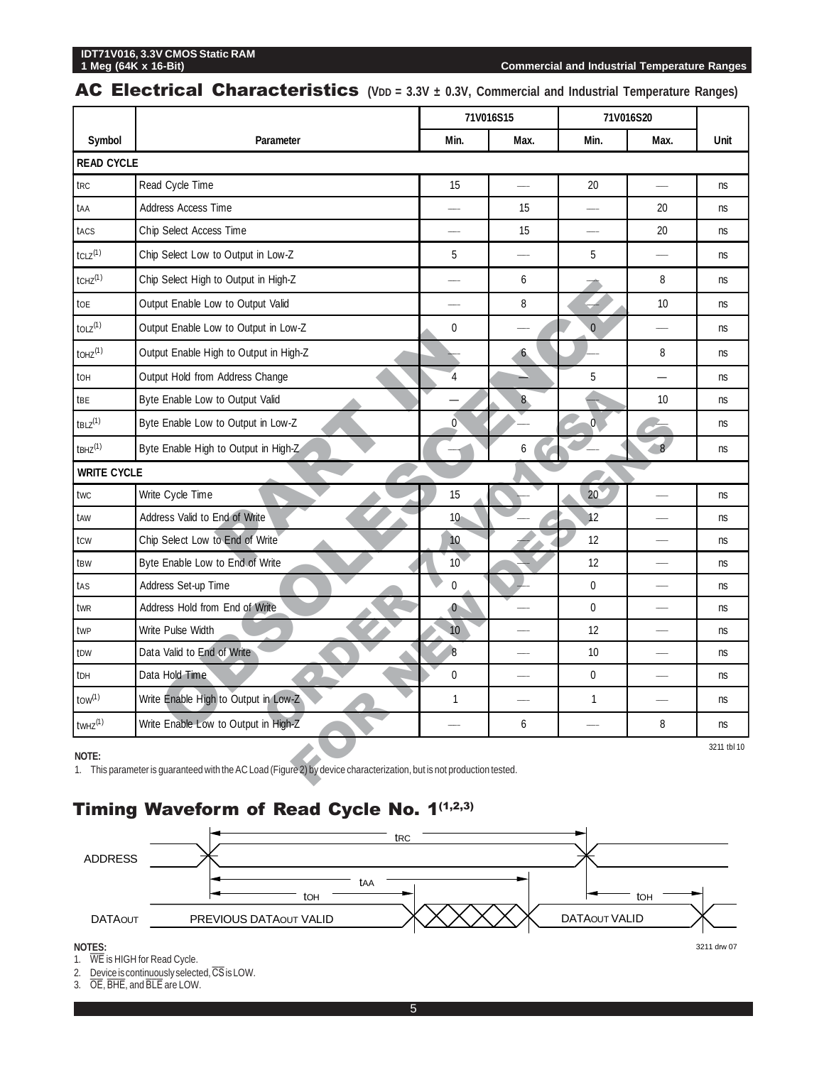## AC Electrical Characteristics (VDD = 3.3V ± 0.3V, Commercial and Industrial Temperature Ranges)

| Symbol | Parameter | 71V016S15 | | 71V016S20 | | Unit |
|---|---|---|---|---|---|---|
| | | Min. | Max. | Min. | Max. | |
| **READ CYCLE** | | | | | | |
| tRC | Read Cycle Time | 15 | — | 20 | — | ns |
| tAA | Address Access Time | — | 15 | — | 20 | ns |
| tACS | Chip Select Access Time | — | 15 | — | 20 | ns |
| tCLZ(1) | Chip Select Low to Output in Low-Z | 5 | — | 5 | — | ns |
| tCHZ(1) | Chip Select High to Output in High-Z | — | 6 | — | 8 | ns |
| tOE | Output Enable Low to Output Valid | — | 8 | — | 10 | ns |
| tOLZ(1) | Output Enable Low to Output in Low-Z | 0 | — | 0 | — | ns |
| tOHZ(1) | Output Enable High to Output in High-Z | — | 6 | — | 8 | ns |
| tOH | Output Hold from Address Change | 4 | — | 5 | — | ns |
| tBE | Byte Enable Low to Output Valid | — | 8 | — | 10 | ns |
| tBLZ(1) | Byte Enable Low to Output in Low-Z | 0 | — | 0 | — | ns |
| tBHZ(1) | Byte Enable High to Output in High-Z | — | 6 | — | 8 | ns |
| **WRITE CYCLE** | | | | | | |
| tWC | Write Cycle Time | 15 | — | 20 | — | ns |
| tAW | Address Valid to End of Write | 10 | — | 12 | — | ns |
| tCW | Chip Select Low to End of Write | 10 | — | 12 | — | ns |
| tBW | Byte Enable Low to End of Write | 10 | — | 12 | — | ns |
| tAS | Address Set-up Time | 0 | — | 0 | — | ns |
| tWR | Address Hold from End of Write | 0 | — | 0 | — | ns |
| tWP | Write Pulse Width | 10 | — | 12 | — | ns |
| tDW | Data Valid to End of Write | 8 | — | 10 | — | ns |
| tDH | Data Hold Time | 0 | — | 0 | — | ns |
| tOW(1) | Write Enable High to Output in Low-Z | 1 | — | 1 | — | ns |
| tWHZ(1) | Write Enable Low to Output in High-Z | — | 6 | — | 8 | ns |

3211 tbl 10

PART IN OBSOLESCENCE ORDER 71V016SA FOR NEW DESIGNS

**NOTE:**
1. This parameter is guaranteed with the AC Load (Figure 2) by device characterization, but is not production tested.

## Timing Waveform of Read Cycle No. 1(1,2,3)

ADDRESS — tRC — tAA — tOH — DATAOUT: PREVIOUS DATAOUT VALID — DATAOUT VALID — tOH

3211 drw 07

**NOTES:**
1. WE is HIGH for Read Cycle.
2. Device is continuously selected, CS is LOW.
3. OE, BHE, and BLE are LOW.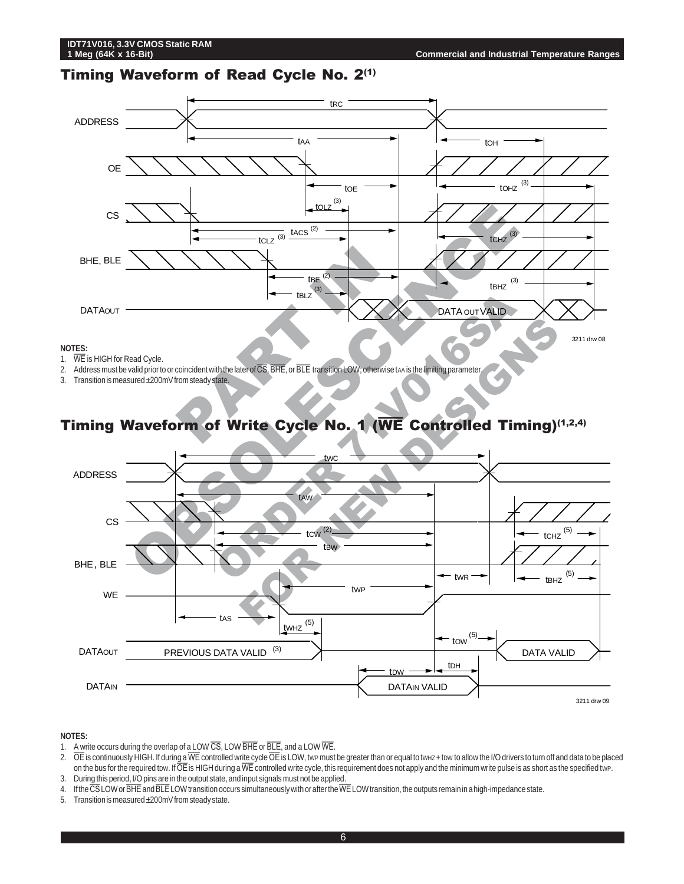## Timing Waveform of Read Cycle No. 2(1)

ADDRESS, OE, CS, BHE, BLE, DATAOUT

$t_{RC}$, $t_{AA}$, $t_{OH}$, $t_{OE}$, $t_{OHZ}$ (3), $t_{OLZ}$ (3), $t_{ACS}$ (2), $t_{CLZ}$ (3), $t_{CHZ}$ (3), $t_{BE}$ (2), $t_{BLZ}$ (3), $t_{BHZ}$ (3)

DATA OUT VALID

3211 drw 08

**NOTES:**

1. $\overline{WE}$ is HIGH for Read Cycle.
2. Address must be valid prior to or coincident with the later of $\overline{CS}$, $\overline{BHE}$, or $\overline{BLE}$ transition LOW; otherwise $t_{AA}$ is the limiting parameter.
3. Transition is measured ±200mV from steady state.

PART IN OBSOLESCENCE ORDER 71V016SA FOR NEW DESIGNS

## Timing Waveform of Write Cycle No. 1 ($\overline{WE}$ Controlled Timing)(1,2,4)

ADDRESS, CS, BHE, BLE, WE, DATAOUT, DATAIN

$t_{WC}$, $t_{AW}$, $t_{CW}$ (2), $t_{BW}$, $t_{CHZ}$ (5), $t_{WR}$, $t_{BHZ}$ (5), $t_{WP}$, $t_{AS}$, $t_{WHZ}$ (5), $t_{OW}$ (5), $t_{DW}$, $t_{DH}$

PREVIOUS DATA VALID (3)

DATA VALID

DATAIN VALID

3211 drw 09

**NOTES:**

1. A write occurs during the overlap of a LOW $\overline{CS}$, LOW $\overline{BHE}$ or $\overline{BLE}$, and a LOW $\overline{WE}$.
2. $\overline{OE}$ is continuously HIGH. If during a $\overline{WE}$ controlled write cycle $\overline{OE}$ is LOW, $t_{WP}$ must be greater than or equal to $t_{WHZ}$ + $t_{DW}$ to allow the I/O drivers to turn off and data to be placed on the bus for the required $t_{DW}$. If $\overline{OE}$ is HIGH during a $\overline{WE}$ controlled write cycle, this requirement does not apply and the minimum write pulse is as short as the specified $t_{WP}$.
3. During this period, I/O pins are in the output state, and input signals must not be applied.
4. If the $\overline{CS}$ LOW or $\overline{BHE}$ and $\overline{BLE}$ LOW transition occurs simultaneously with or after the $\overline{WE}$ LOW transition, the outputs remain in a high-impedance state.
5. Transition is measured ±200mV from steady state.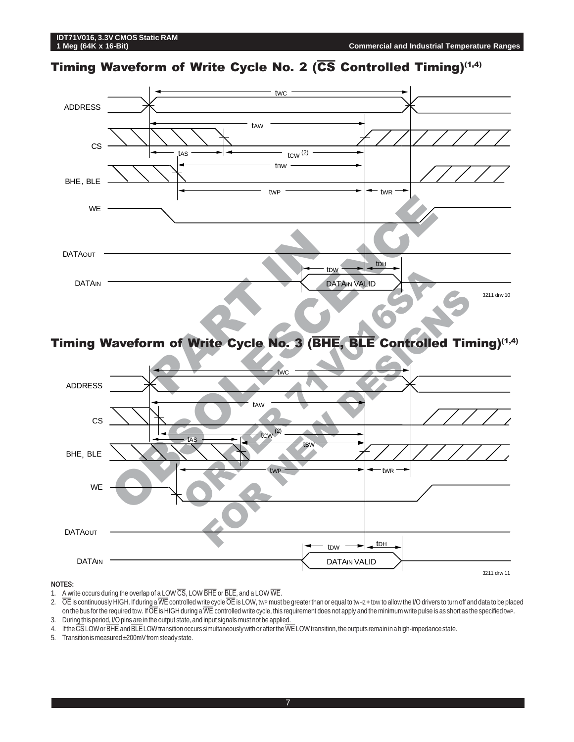## Timing Waveform of Write Cycle No. 2 ($\overline{CS}$ Controlled Timing)(1,4)

ADDRESS, CS, BHE, BLE, WE, DATAOUT, DATAIN

$t_{WC}$, $t_{AW}$, $t_{AS}$, $t_{CW}$ (2), $t_{BW}$, $t_{WP}$, $t_{WR}$, $t_{DW}$, $t_{DH}$

DATAIN VALID

3211 drw 10

## Timing Waveform of Write Cycle No. 3 ($\overline{BHE}$, $\overline{BLE}$ Controlled Timing)(1,4)

ADDRESS, CS, BHE, BLE, WE, DATAOUT, DATAIN

$t_{WC}$, $t_{AW}$, $t_{AS}$, $t_{CW}$ (2), $t_{BW}$, $t_{WP}$, $t_{WR}$, $t_{DW}$, $t_{DH}$

DATAIN VALID

3211 drw 11

PART IN OBSOLESCENCE ORDER 71V016SA FOR NEW DESIGNS

**NOTES:**

1. A write occurs during the overlap of a LOW $\overline{CS}$, LOW $\overline{BHE}$ or $\overline{BLE}$, and a LOW $\overline{WE}$.
2. $\overline{OE}$ is continuously HIGH. If during a $\overline{WE}$ controlled write cycle $\overline{OE}$ is LOW, $t_{WP}$ must be greater than or equal to $t_{WHZ} + t_{DW}$ to allow the I/O drivers to turn off and data to be placed on the bus for the required $t_{DW}$. If $\overline{OE}$ is HIGH during a $\overline{WE}$ controlled write cycle, this requirement does not apply and the minimum write pulse is as short as the specified $t_{WP}$.
3. During this period, I/O pins are in the output state, and input signals must not be applied.
4. If the $\overline{CS}$ LOW or $\overline{BHE}$ and $\overline{BLE}$ LOW transition occurs simultaneously with or after the $\overline{WE}$ LOW transition, the outputs remain in a high-impedance state.
5. Transition is measured ±200mV from steady state.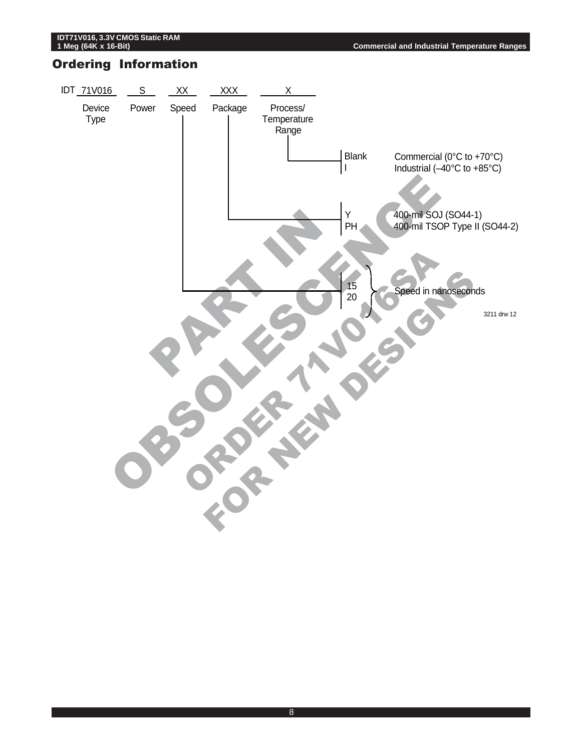## Ordering Information

```
IDT  71V016    S      XX      XXX       X
     Device   Power  Speed  Package  Process/
     Type                            Temperature
                                     Range
```

**Process/Temperature Range**

| Code | Description |
|---|---|
| Blank | Commercial (0°C to +70°C) |
| I | Industrial (–40°C to +85°C) |

**Package**

| Code | Description |
|---|---|
| Y | 400-mil SOJ (SO44-1) |
| PH | 400-mil TSOP Type II (SO44-2) |

**Speed**

| Code | Description |
|---|---|
| 15 | Speed in nanoseconds |
| 20 | Speed in nanoseconds |

3211 drw 12

PART IN OBSOLESCENCE ORDER 71V016SA FOR NEW DESIGNS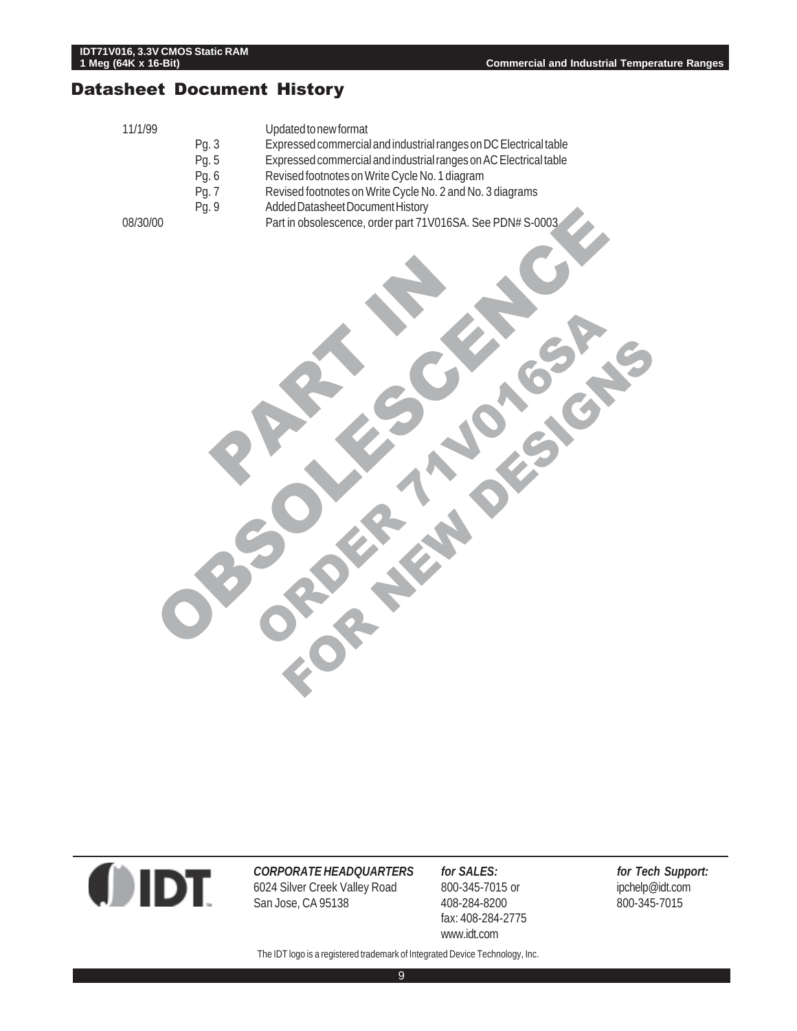## Datasheet Document History

| | | |
|---|---|---|
| 11/1/99 | | Updated to new format |
| | Pg. 3 | Expressed commercial and industrial ranges on DC Electrical table |
| | Pg. 5 | Expressed commercial and industrial ranges on AC Electrical table |
| | Pg. 6 | Revised footnotes on Write Cycle No. 1 diagram |
| | Pg. 7 | Revised footnotes on Write Cycle No. 2 and No. 3 diagrams |
| | Pg. 9 | Added Datasheet Document History |
| 08/30/00 | | Part in obsolescence, order part 71V016SA. See PDN# S-0003 |

PART IN OBSOLESCENCE
ORDER 71V016SA FOR NEW DESIGNS

***CORPORATE HEADQUARTERS***
6024 Silver Creek Valley Road
San Jose, CA 95138

***for SALES:***
800-345-7015 or
408-284-8200
fax: 408-284-2775
www.idt.com

***for Tech Support:***
ipchelp@idt.com
800-345-7015

The IDT logo is a registered trademark of Integrated Device Technology, Inc.